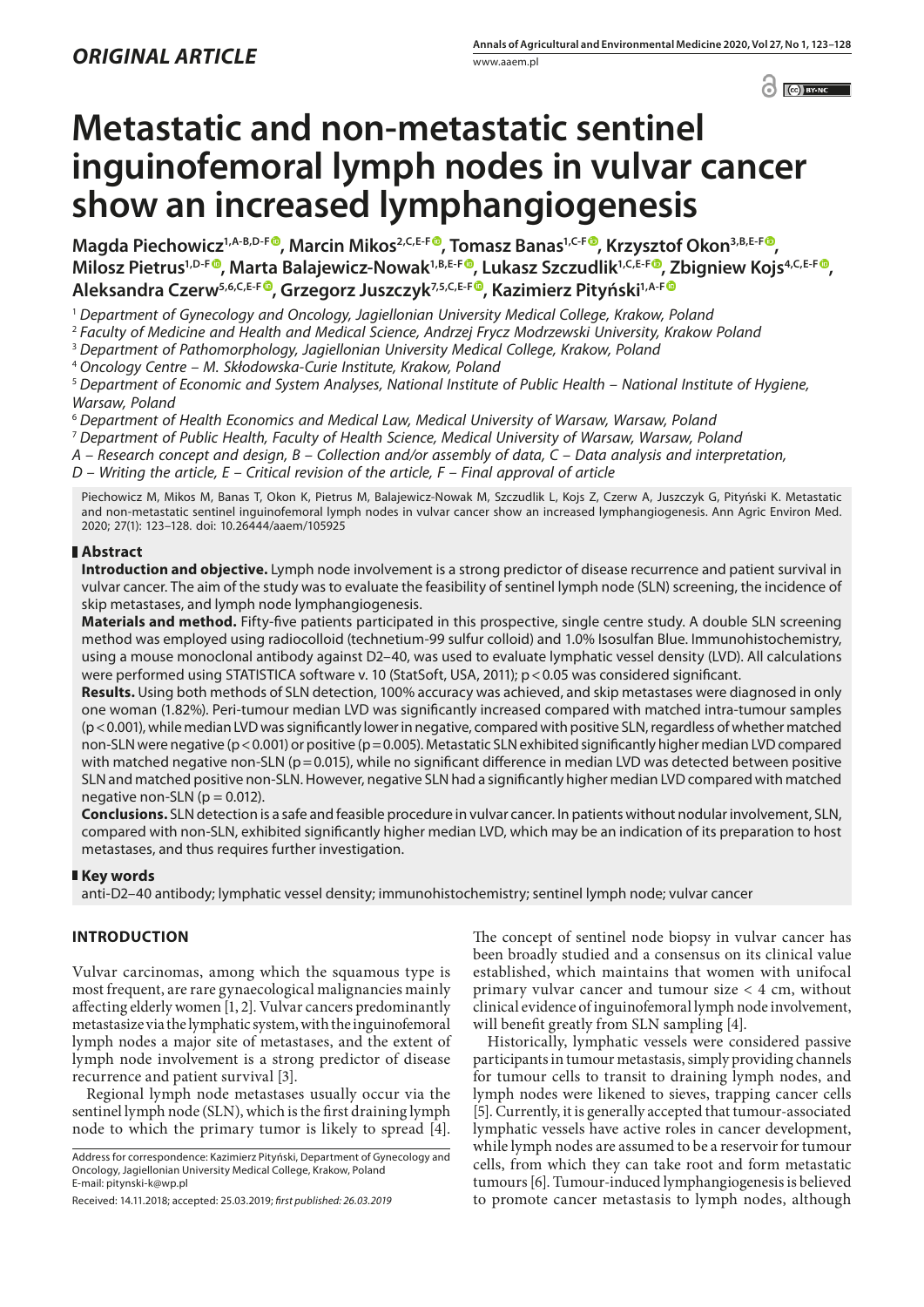*ORIGINAL ARTICLE*

# Metastatic and non-metastatic sentinel inguinofemoral lymph nodes in vulvar cancer show an increased lymphangiogenesis

**Magda Piechowicz[1,A-B,D-F], Marcin Mikos[2,C,E-F], Tomasz Banas[1,C-F], Krzysztof Okon[3,B,E-F], Milosz Pietrus[1,D-F], Marta Balajewicz-Nowak[1,B,E-F], Lukasz Szczudlik[1,C,E-F], Zbigniew Kojs[4,C,E-F], Aleksandra Czerw[5,6,C,E-F], Grzegorz Juszczyk[7,5,C,E-F], Kazimierz Pityński[1,A-F]**

[1] *Department of Gynecology and Oncology, Jagiellonian University Medical College, Krakow, Poland*
[2] *Faculty of Medicine and Health and Medical Science, Andrzej Frycz Modrzewski University, Krakow Poland*
[3] *Department of Pathomorphology, Jagiellonian University Medical College, Krakow, Poland*
[4] *Oncology Centre – M. Skłodowska-Curie Institute, Krakow, Poland*
[5] *Department of Economic and System Analyses, National Institute of Public Health – National Institute of Hygiene, Warsaw, Poland*
[6] *Department of Health Economics and Medical Law, Medical University of Warsaw, Warsaw, Poland*
[7] *Department of Public Health, Faculty of Health Science, Medical University of Warsaw, Warsaw, Poland*
*A – Research concept and design, B – Collection and/or assembly of data, C – Data analysis and interpretation, D – Writing the article, E – Critical revision of the article, F – Final approval of article*

Piechowicz M, Mikos M, Banas T, Okon K, Pietrus M, Balajewicz-Nowak M, Szczudlik L, Kojs Z, Czerw A, Juszczyk G, Pityński K. Metastatic and non-metastatic sentinel inguinofemoral lymph nodes in vulvar cancer show an increased lymphangiogenesis. Ann Agric Environ Med. 2020; 27(1): 123–128. doi: 10.26444/aaem/105925

## Abstract

**Introduction and objective.** Lymph node involvement is a strong predictor of disease recurrence and patient survival in vulvar cancer. The aim of the study was to evaluate the feasibility of sentinel lymph node (SLN) screening, the incidence of skip metastases, and lymph node lymphangiogenesis.

**Materials and method.** Fifty-five patients participated in this prospective, single centre study. A double SLN screening method was employed using radiocolloid (technetium-99 sulfur colloid) and 1.0% Isosulfan Blue. Immunohistochemistry, using a mouse monoclonal antibody against D2–40, was used to evaluate lymphatic vessel density (LVD). All calculations were performed using STATISTICA software v. 10 (StatSoft, USA, 2011); $p < 0.05$ was considered significant.

**Results.** Using both methods of SLN detection, 100% accuracy was achieved, and skip metastases were diagnosed in only one woman (1.82%). Peri-tumour median LVD was significantly increased compared with matched intra-tumour samples ($p < 0.001$), while median LVD was significantly lower in negative, compared with positive SLN, regardless of whether matched non-SLN were negative ($p < 0.001$) or positive ($p = 0.005$). Metastatic SLN exhibited significantly higher median LVD compared with matched negative non-SLN ($p = 0.015$), while no significant difference in median LVD was detected between positive SLN and matched positive non-SLN. However, negative SLN had a significantly higher median LVD compared with matched negative non-SLN ($p = 0.012$).

**Conclusions.** SLN detection is a safe and feasible procedure in vulvar cancer. In patients without nodular involvement, SLN, compared with non-SLN, exhibited significantly higher median LVD, which may be an indication of its preparation to host metastases, and thus requires further investigation.

## Key words

anti-D2–40 antibody; lymphatic vessel density; immunohistochemistry; sentinel lymph node; vulvar cancer

## INTRODUCTION

Vulvar carcinomas, among which the squamous type is most frequent, are rare gynaecological malignancies mainly affecting elderly women [1, 2]. Vulvar cancers predominantly metastasize via the lymphatic system, with the inguinofemoral lymph nodes a major site of metastases, and the extent of lymph node involvement is a strong predictor of disease recurrence and patient survival [3].

Regional lymph node metastases usually occur via the sentinel lymph node (SLN), which is the first draining lymph node to which the primary tumor is likely to spread [4].

Address for correspondence: Kazimierz Pityński, Department of Gynecology and Oncology, Jagiellonian University Medical College, Krakow, Poland
E-mail: pitynski-k@wp.pl

Received: 14.11.2018; accepted: 25.03.2019; *first published: 26.03.2019*

The concept of sentinel node biopsy in vulvar cancer has been broadly studied and a consensus on its clinical value established, which maintains that women with unifocal primary vulvar cancer and tumour size < 4 cm, without clinical evidence of inguinofemoral lymph node involvement, will benefit greatly from SLN sampling [4].

Historically, lymphatic vessels were considered passive participants in tumour metastasis, simply providing channels for tumour cells to transit to draining lymph nodes, and lymph nodes were likened to sieves, trapping cancer cells [5]. Currently, it is generally accepted that tumour-associated lymphatic vessels have active roles in cancer development, while lymph nodes are assumed to be a reservoir for tumour cells, from which they can take root and form metastatic tumours [6]. Tumour-induced lymphangiogenesis is believed to promote cancer metastasis to lymph nodes, although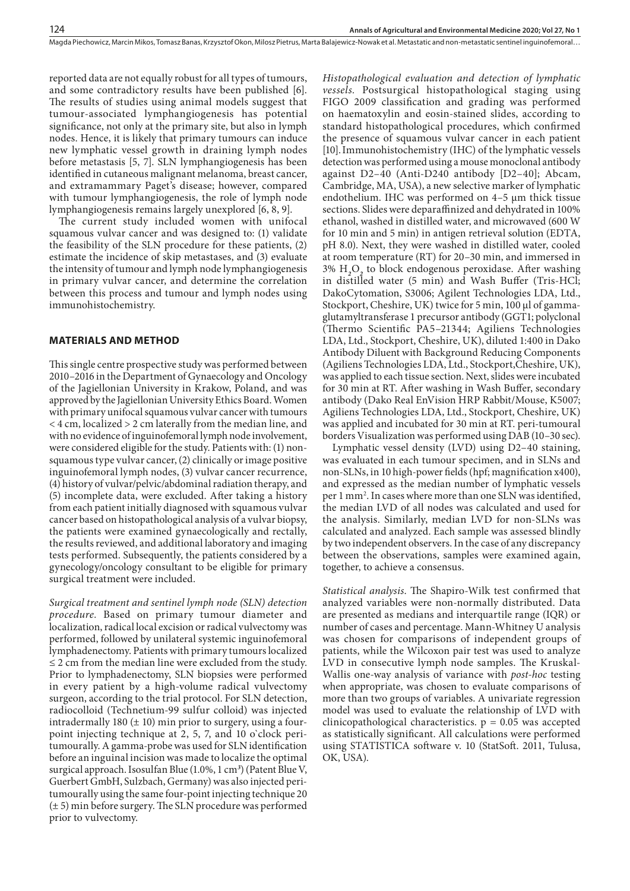reported data are not equally robust for all types of tumours, and some contradictory results have been published [6]. The results of studies using animal models suggest that tumour-associated lymphangiogenesis has potential significance, not only at the primary site, but also in lymph nodes. Hence, it is likely that primary tumours can induce new lymphatic vessel growth in draining lymph nodes before metastasis [5, 7]. SLN lymphangiogenesis has been identified in cutaneous malignant melanoma, breast cancer, and extramammary Paget's disease; however, compared with tumour lymphangiogenesis, the role of lymph node lymphangiogenesis remains largely unexplored [6, 8, 9].

The current study included women with unifocal squamous vulvar cancer and was designed to: (1) validate the feasibility of the SLN procedure for these patients, (2) estimate the incidence of skip metastases, and (3) evaluate the intensity of tumour and lymph node lymphangiogenesis in primary vulvar cancer, and determine the correlation between this process and tumour and lymph nodes using immunohistochemistry.

## MATERIALS AND METHOD

This single centre prospective study was performed between 2010–2016 in the Department of Gynaecology and Oncology of the Jagiellonian University in Krakow, Poland, and was approved by the Jagiellonian University Ethics Board. Women with primary unifocal squamous vulvar cancer with tumours < 4 cm, localized > 2 cm laterally from the median line, and with no evidence of inguinofemoral lymph node involvement, were considered eligible for the study. Patients with: (1) non-squamous type vulvar cancer, (2) clinically or image positive inguinofemoral lymph nodes, (3) vulvar cancer recurrence, (4) history of vulvar/pelvic/abdominal radiation therapy, and (5) incomplete data, were excluded. After taking a history from each patient initially diagnosed with squamous vulvar cancer based on histopathological analysis of a vulvar biopsy, the patients were examined gynaecologically and rectally, the results reviewed, and additional laboratory and imaging tests performed. Subsequently, the patients considered by a gynecology/oncology consultant to be eligible for primary surgical treatment were included.

*Surgical treatment and sentinel lymph node (SLN) detection procedure.* Based on primary tumour diameter and localization, radical local excision or radical vulvectomy was performed, followed by unilateral systemic inguinofemoral lymphadenectomy. Patients with primary tumours localized ≤ 2 cm from the median line were excluded from the study. Prior to lymphadenectomy, SLN biopsies were performed in every patient by a high-volume radical vulvectomy surgeon, according to the trial protocol. For SLN detection, radiocolloid (Technetium-99 sulfur colloid) was injected intradermally 180 (± 10) min prior to surgery, using a four-point injecting technique at 2, 5, 7, and 10 o`clock peri-tumourally. A gamma-probe was used for SLN identification before an inguinal incision was made to localize the optimal surgical approach. Isosulfan Blue (1.0%, 1 $cm^3$) (Patent Blue V, Guerbert GmbH, Sulzbach, Germany) was also injected peri-tumourally using the same four-point injecting technique 20 (± 5) min before surgery. The SLN procedure was performed prior to vulvectomy.

*Histopathological evaluation and detection of lymphatic vessels.* Postsurgical histopathological staging using FIGO 2009 classification and grading was performed on haematoxylin and eosin-stained slides, according to standard histopathological procedures, which confirmed the presence of squamous vulvar cancer in each patient [10]. Immunohistochemistry (IHC) of the lymphatic vessels detection was performed using a mouse monoclonal antibody against D2–40 (Anti-D240 antibody [D2–40]; Abcam, Cambridge, MA, USA), a new selective marker of lymphatic endothelium. IHC was performed on 4–5 µm thick tissue sections. Slides were deparaffinized and dehydrated in 100% ethanol, washed in distilled water, and microwaved (600 W for 10 min and 5 min) in antigen retrieval solution (EDTA, pH 8.0). Next, they were washed in distilled water, cooled at room temperature (RT) for 20–30 min, and immersed in 3% $H_2O_2$ to block endogenous peroxidase. After washing in distilled water (5 min) and Wash Buffer (Tris-HCl; DakoCytomation, S3006; Agilent Technologies LDA, Ltd., Stockport, Cheshire, UK) twice for 5 min, 100 µl of gamma-glutamyltransferase 1 precursor antibody (GGT1; polyclonal (Thermo Scientific PA5–21344; Agiliens Technologies LDA, Ltd., Stockport, Cheshire, UK), diluted 1:400 in Dako Antibody Diluent with Background Reducing Components (Agiliens Technologies LDA, Ltd., Stockport,Cheshire, UK), was applied to each tissue section. Next, slides were incubated for 30 min at RT. After washing in Wash Buffer, secondary antibody (Dako Real EnVision HRP Rabbit/Mouse, K5007; Agiliens Technologies LDA, Ltd., Stockport, Cheshire, UK) was applied and incubated for 30 min at RT. peri-tumoural borders Visualization was performed using DAB (10–30 sec).

Lymphatic vessel density (LVD) using D2–40 staining, was evaluated in each tumour specimen, and in SLNs and non-SLNs, in 10 high-power fields (hpf; magnification x400), and expressed as the median number of lymphatic vessels per 1 $mm^2$. In cases where more than one SLN was identified, the median LVD of all nodes was calculated and used for the analysis. Similarly, median LVD for non-SLNs was calculated and analyzed. Each sample was assessed blindly by two independent observers. In the case of any discrepancy between the observations, samples were examined again, together, to achieve a consensus.

*Statistical analysis.* The Shapiro-Wilk test confirmed that analyzed variables were non-normally distributed. Data are presented as medians and interquartile range (IQR) or number of cases and percentage. Mann-Whitney U analysis was chosen for comparisons of independent groups of patients, while the Wilcoxon pair test was used to analyze LVD in consecutive lymph node samples. The Kruskal-Wallis one-way analysis of variance with *post-hoc* testing when appropriate, was chosen to evaluate comparisons of more than two groups of variables. A univariate regression model was used to evaluate the relationship of LVD with clinicopathological characteristics. $p = 0.05$ was accepted as statistically significant. All calculations were performed using STATISTICA software v. 10 (StatSoft. 2011, Tulusa, OK, USA).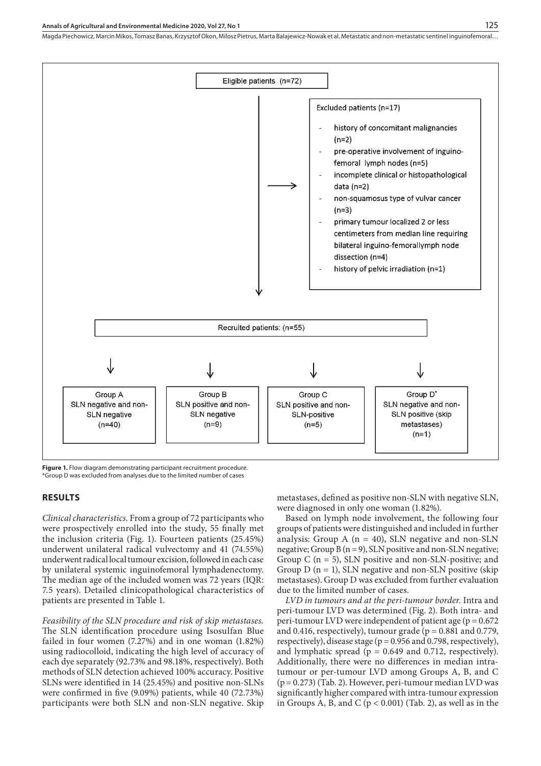Eligible patients (n=72)

Excluded patients (n=17)

- history of concomitant malignancies (n=2)
- pre-operative involvement of inguino-femoral lymph nodes (n=5)
- incomplete clinical or histopathological data (n=2)
- non-squamosus type of vulvar cancer (n=3)
- primary tumour localized 2 or less centimeters from median line requiring bilateral inguino-femorallymph node dissection (n=4)
- history of pelvic irradiation (n=1)

Recruited patients: (n=55)

| Group A | Group B | Group C | Group D* |
|---|---|---|---|
| SLN negative and non-SLN negative (n=40) | SLN positive and non-SLN negative (n=9) | SLN positive and non-SLN-positive (n=5) | SLN negative and non-SLN positive (skip metastases) (n=1) |

**Figure 1.** Flow diagram demonstrating participant recruitment procedure.
*Group D was excluded from analyses due to the limited number of cases

## RESULTS

*Clinical characteristics.* From a group of 72 participants who were prospectively enrolled into the study, 55 finally met the inclusion criteria (Fig. 1). Fourteen patients (25.45%) underwent unilateral radical vulvectomy and 41 (74.55%) underwent radical local tumour excision, followed in each case by unilateral systemic inguinofemoral lymphadenectomy. The median age of the included women was 72 years (IQR: 7.5 years). Detailed clinicopathological characteristics of patients are presented in Table 1.

*Feasibility of the SLN procedure and risk of skip metastases.* The SLN identification procedure using Isosulfan Blue failed in four women (7.27%) and in one woman (1.82%) using radiocolloid, indicating the high level of accuracy of each dye separately (92.73% and 98.18%, respectively). Both methods of SLN detection achieved 100% accuracy. Positive SLNs were identified in 14 (25.45%) and positive non-SLNs were confirmed in five (9.09%) patients, while 40 (72.73%) participants were both SLN and non-SLN negative. Skip metastases, defined as positive non-SLN with negative SLN, were diagnosed in only one woman (1.82%).

Based on lymph node involvement, the following four groups of patients were distinguished and included in further analysis: Group A (n = 40), SLN negative and non-SLN negative; Group B (n = 9), SLN positive and non-SLN negative; Group C (n = 5), SLN positive and non-SLN-positive; and Group D (n = 1), SLN negative and non-SLN positive (skip metastases). Group D was excluded from further evaluation due to the limited number of cases.

*LVD in tumours and at the peri-tumour border.* Intra and peri-tumour LVD was determined (Fig. 2). Both intra- and peri-tumour LVD were independent of patient age ($p = 0.672$ and 0.416, respectively), tumour grade ($p = 0.881$ and 0.779, respectively), disease stage ($p = 0.956$ and 0.798, respectively), and lymphatic spread ($p = 0.649$ and 0.712, respectively). Additionally, there were no differences in median intra-tumour or per-tumour LVD among Groups A, B, and C ($p = 0.273$) (Tab. 2). However, peri-tumour median LVD was significantly higher compared with intra-tumour expression in Groups A, B, and C ($p < 0.001$) (Tab. 2), as well as in the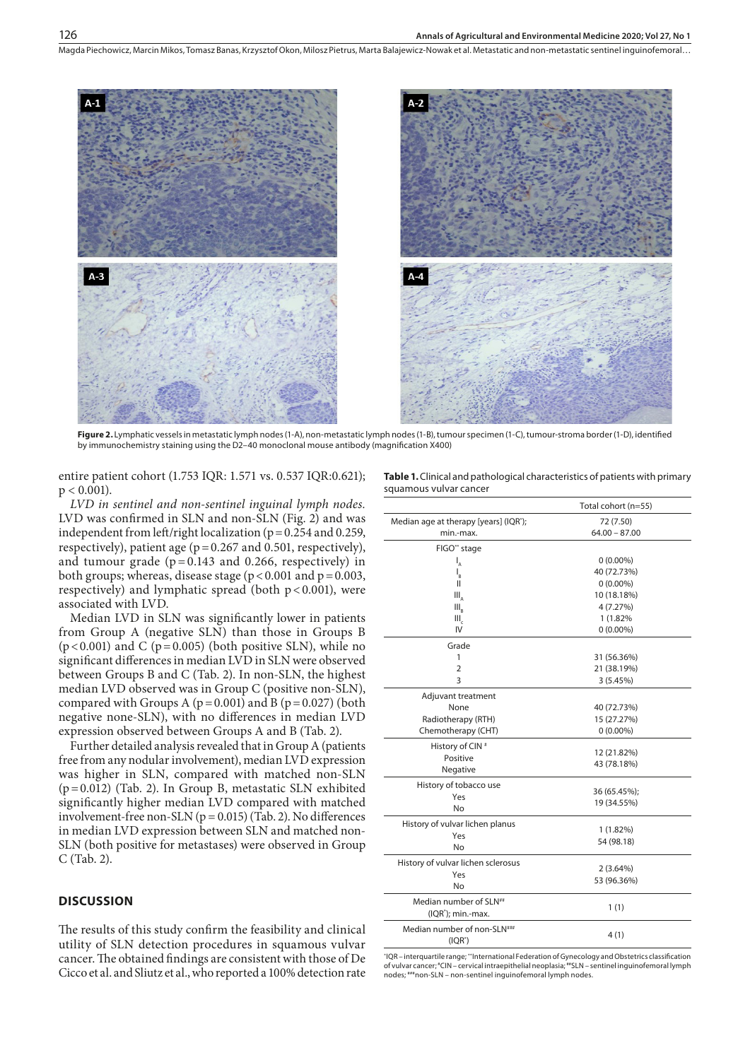**Figure 2.** Lymphatic vessels in metastatic lymph nodes (1-A), non-metastatic lymph nodes (1-B), tumour specimen (1-C), tumour-stroma border (1-D), identified by immunochemistry staining using the D2–40 monoclonal mouse antibody (magnification X400)

entire patient cohort (1.753 IQR: 1.571 vs. 0.537 IQR:0.621); $p < 0.001$).

*LVD in sentinel and non-sentinel inguinal lymph nodes.* LVD was confirmed in SLN and non-SLN (Fig. 2) and was independent from left/right localization ($p = 0.254$ and 0.259, respectively), patient age ($p = 0.267$ and 0.501, respectively), and tumour grade ($p = 0.143$ and 0.266, respectively) in both groups; whereas, disease stage ($p < 0.001$ and $p = 0.003$, respectively) and lymphatic spread (both $p < 0.001$), were associated with LVD.

Median LVD in SLN was significantly lower in patients from Group A (negative SLN) than those in Groups B ($p < 0.001$) and C ($p = 0.005$) (both positive SLN), while no significant differences in median LVD in SLN were observed between Groups B and C (Tab. 2). In non-SLN, the highest median LVD observed was in Group C (positive non-SLN), compared with Groups A ($p = 0.001$) and B ($p = 0.027$) (both negative none-SLN), with no differences in median LVD expression observed between Groups A and B (Tab. 2).

Further detailed analysis revealed that in Group A (patients free from any nodular involvement), median LVD expression was higher in SLN, compared with matched non-SLN ($p = 0.012$) (Tab. 2). In Group B, metastatic SLN exhibited significantly higher median LVD compared with matched involvement-free non-SLN ($p = 0.015$) (Tab. 2). No differences in median LVD expression between SLN and matched non-SLN (both positive for metastases) were observed in Group C (Tab. 2).

**Table 1.** Clinical and pathological characteristics of patients with primary squamous vulvar cancer

| | Total cohort (n=55) |
|---|---|
| Median age at therapy [years] (IQR*); min.-max. | 72 (7.50) 64.00 – 87.00 |
| FIGO** stage | |
| $I_A$ | 0 (0.00%) |
| $I_B$ | 40 (72.73%) |
| II | 0 (0.00%) |
| $III_A$ | 10 (18.18%) |
| $III_B$ | 4 (7.27%) |
| $III_C$ | 1 (1.82%) |
| IV | 0 (0.00%) |
| Grade | |
| 1 | 31 (56.36%) |
| 2 | 21 (38.19%) |
| 3 | 3 (5.45%) |
| Adjuvant treatment | |
| None | 40 (72.73%) |
| Radiotherapy (RTH) | 15 (27.27%) |
| Chemotherapy (CHT) | 0 (0.00%) |
| History of CIN # | |
| Positive | 12 (21.82%) |
| Negative | 43 (78.18%) |
| History of tobacco use | |
| Yes | 36 (65.45%); |
| No | 19 (34.55%) |
| History of vulvar lichen planus | |
| Yes | 1 (1.82%) |
| No | 54 (98.18) |
| History of vulvar lichen sclerosus | |
| Yes | 2 (3.64%) |
| No | 53 (96.36%) |
| Median number of SLN## (IQR*); min.-max. | 1 (1) |
| Median number of non-SLN### (IQR*) | 4 (1) |

*IQR – interquartile range; **International Federation of Gynecology and Obstetrics classification of vulvar cancer; #CIN – cervical intraepithelial neoplasia; ##SLN – sentinel inguinofemoral lymph nodes; ###non-SLN – non-sentinel inguinofemoral lymph nodes.

## DISCUSSION

The results of this study confirm the feasibility and clinical utility of SLN detection procedures in squamous vulvar cancer. The obtained findings are consistent with those of De Cicco et al. and Sliutz et al., who reported a 100% detection rate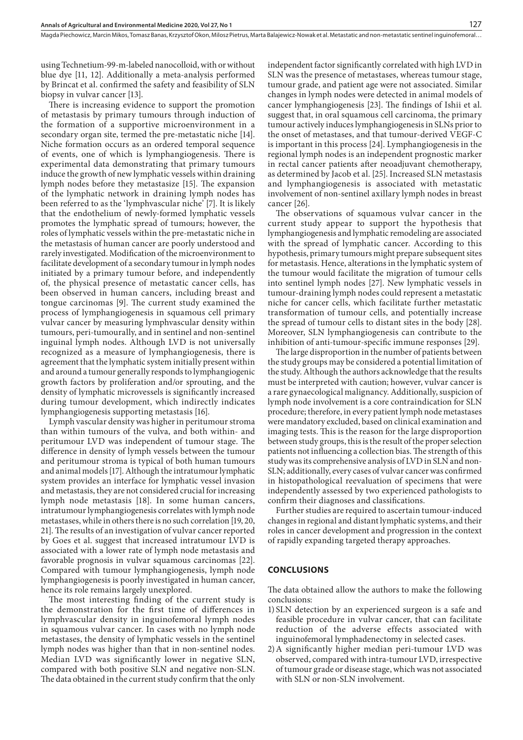using Technetium-99-m-labeled nanocolloid, with or without blue dye [11, 12]. Additionally a meta-analysis performed by Brincat et al. confirmed the safety and feasibility of SLN biopsy in vulvar cancer [13].

There is increasing evidence to support the promotion of metastasis by primary tumours through induction of the formation of a supportive microenvironment in a secondary organ site, termed the pre-metastatic niche [14]. Niche formation occurs as an ordered temporal sequence of events, one of which is lymphangiogenesis. There is experimental data demonstrating that primary tumours induce the growth of new lymphatic vessels within draining lymph nodes before they metastasize [15]. The expansion of the lymphatic network in draining lymph nodes has been referred to as the 'lymphvascular niche' [7]. It is likely that the endothelium of newly-formed lymphatic vessels promotes the lymphatic spread of tumours; however, the roles of lymphatic vessels within the pre-metastatic niche in the metastasis of human cancer are poorly understood and rarely investigated. Modification of the microenvironment to facilitate development of a secondary tumour in lymph nodes initiated by a primary tumour before, and independently of, the physical presence of metastatic cancer cells, has been observed in human cancers, including breast and tongue carcinomas [9]. The current study examined the process of lymphangiogenesis in squamous cell primary vulvar cancer by measuring lymphvascular density within tumours, peri-tumourally, and in sentinel and non-sentinel inguinal lymph nodes. Although LVD is not universally recognized as a measure of lymphangiogenesis, there is agreement that the lymphatic system initially present within and around a tumour generally responds to lymphangiogenic growth factors by proliferation and/or sprouting, and the density of lymphatic microvessels is significantly increased during tumour development, which indirectly indicates lymphangiogenesis supporting metastasis [16].

Lymph vascular density was higher in peritumour stroma than within tumours of the vulva, and both within- and peritumour LVD was independent of tumour stage. The difference in density of lymph vessels between the tumour and peritumour stroma is typical of both human tumours and animal models [17]. Although the intratumour lymphatic system provides an interface for lymphatic vessel invasion and metastasis, they are not considered crucial for increasing lymph node metastasis [18]. In some human cancers, intratumour lymphangiogenesis correlates with lymph node metastases, while in others there is no such correlation [19, 20, 21]. The results of an investigation of vulvar cancer reported by Goes et al. suggest that increased intratumour LVD is associated with a lower rate of lymph node metastasis and favorable prognosis in vulvar squamous carcinomas [22]. Compared with tumour lymphangiogenesis, lymph node lymphangiogenesis is poorly investigated in human cancer, hence its role remains largely unexplored.

The most interesting finding of the current study is the demonstration for the first time of differences in lymphvascular density in inguinofemoral lymph nodes in squamous vulvar cancer. In cases with no lymph node metastases, the density of lymphatic vessels in the sentinel lymph nodes was higher than that in non-sentinel nodes. Median LVD was significantly lower in negative SLN, compared with both positive SLN and negative non-SLN. The data obtained in the current study confirm that the only independent factor significantly correlated with high LVD in SLN was the presence of metastases, whereas tumour stage, tumour grade, and patient age were not associated. Similar changes in lymph nodes were detected in animal models of cancer lymphangiogenesis [23]. The findings of Ishii et al. suggest that, in oral squamous cell carcinoma, the primary tumour actively induces lymphangiogenesis in SLNs prior to the onset of metastases, and that tumour-derived VEGF-C is important in this process [24]. Lymphangiogenesis in the regional lymph nodes is an independent prognostic marker in rectal cancer patients after neoadjuvant chemotherapy, as determined by Jacob et al. [25]. Increased SLN metastasis and lymphangiogenesis is associated with metastatic involvement of non-sentinel axillary lymph nodes in breast cancer [26].

The observations of squamous vulvar cancer in the current study appear to support the hypothesis that lymphangiogenesis and lymphatic remodeling are associated with the spread of lymphatic cancer. According to this hypothesis, primary tumours might prepare subsequent sites for metastasis. Hence, alterations in the lymphatic system of the tumour would facilitate the migration of tumour cells into sentinel lymph nodes [27]. New lymphatic vessels in tumour-draining lymph nodes could represent a metastatic niche for cancer cells, which facilitate further metastatic transformation of tumour cells, and potentially increase the spread of tumour cells to distant sites in the body [28]. Moreover, SLN lymphangiogenesis can contribute to the inhibition of anti-tumour-specific immune responses [29].

The large disproportion in the number of patients between the study groups may be considered a potential limitation of the study. Although the authors acknowledge that the results must be interpreted with caution; however, vulvar cancer is a rare gynaecological malignancy. Additionally, suspicion of lymph node involvement is a core contraindication for SLN procedure; therefore, in every patient lymph node metastases were mandatory excluded, based on clinical examination and imaging tests. This is the reason for the large disproportion between study groups, this is the result of the proper selection patients not influencing a collection bias. The strength of this study was its comprehensive analysis of LVD in SLN and non-SLN; additionally, every cases of vulvar cancer was confirmed in histopathological reevaluation of specimens that were independently assessed by two experienced pathologists to confirm their diagnoses and classifications.

Further studies are required to ascertain tumour-induced changes in regional and distant lymphatic systems, and their roles in cancer development and progression in the context of rapidly expanding targeted therapy approaches.

## CONCLUSIONS

The data obtained allow the authors to make the following conclusions:

1) SLN detection by an experienced surgeon is a safe and feasible procedure in vulvar cancer, that can facilitate reduction of the adverse effects associated with inguinofemoral lymphadenectomy in selected cases.
2) A significantly higher median peri-tumour LVD was observed, compared with intra-tumour LVD, irrespective of tumour grade or disease stage, which was not associated with SLN or non-SLN involvement.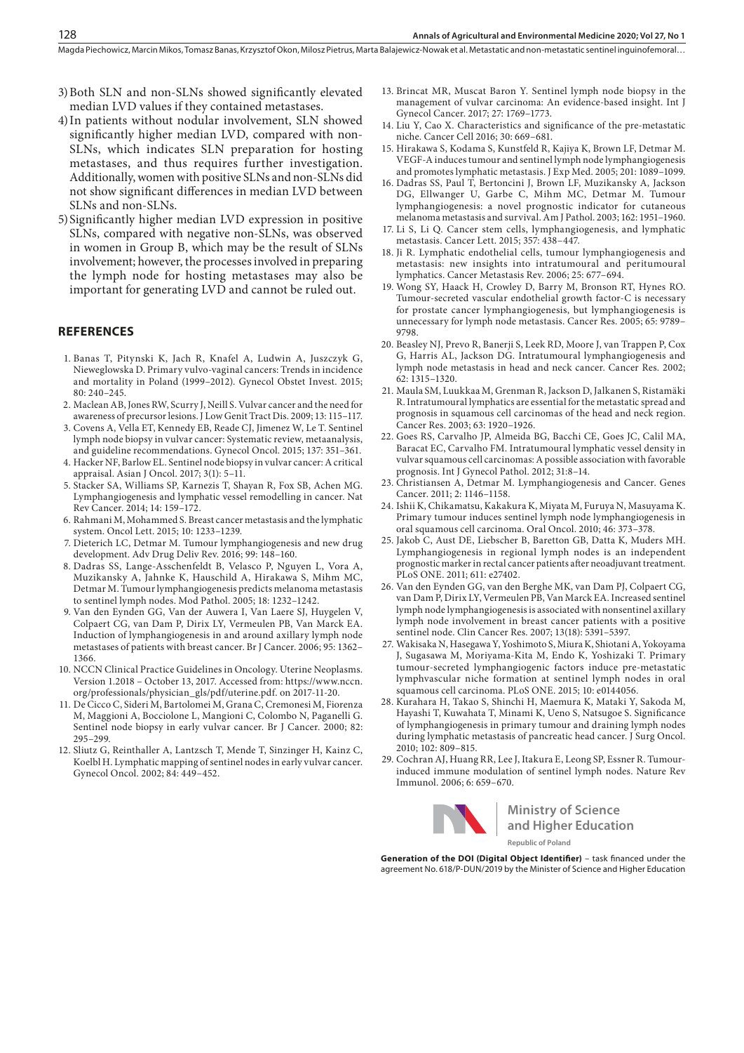3) Both SLN and non-SLNs showed significantly elevated median LVD values if they contained metastases.
4) In patients without nodular involvement, SLN showed significantly higher median LVD, compared with non-SLNs, which indicates SLN preparation for hosting metastases, and thus requires further investigation. Additionally, women with positive SLNs and non-SLNs did not show significant differences in median LVD between SLNs and non-SLNs.
5) Significantly higher median LVD expression in positive SLNs, compared with negative non-SLNs, was observed in women in Group B, which may be the result of SLNs involvement; however, the processes involved in preparing the lymph node for hosting metastases may also be important for generating LVD and cannot be ruled out.

## REFERENCES

1. Banas T, Pitynski K, Jach R, Knafel A, Ludwin A, Juszczyk G, Nieweglowska D. Primary vulvo-vaginal cancers: Trends in incidence and mortality in Poland (1999–2012). Gynecol Obstet Invest. 2015; 80: 240–245.
2. Maclean AB, Jones RW, Scurry J, Neill S. Vulvar cancer and the need for awareness of precursor lesions. J Low Genit Tract Dis. 2009; 13: 115–117.
3. Covens A, Vella ET, Kennedy EB, Reade CJ, Jimenez W, Le T. Sentinel lymph node biopsy in vulvar cancer: Systematic review, metaanalysis, and guideline recommendations. Gynecol Oncol. 2015; 137: 351–361.
4. Hacker NF, Barlow EL. Sentinel node biopsy in vulvar cancer: A critical appraisal. Asian J Oncol. 2017; 3(1): 5–11.
5. Stacker SA, Williams SP, Karnezis T, Shayan R, Fox SB, Achen MG. Lymphangiogenesis and lymphatic vessel remodelling in cancer. Nat Rev Cancer. 2014; 14: 159–172.
6. Rahmani M, Mohammed S. Breast cancer metastasis and the lymphatic system. Oncol Lett. 2015; 10: 1233–1239.
7. Dieterich LC, Detmar M. Tumour lymphangiogenesis and new drug development. Adv Drug Deliv Rev. 2016; 99: 148–160.
8. Dadras SS, Lange-Asschenfeldt B, Velasco P, Nguyen L, Vora A, Muzikansky A, Jahnke K, Hauschild A, Hirakawa S, Mihm MC, Detmar M. Tumour lymphangiogenesis predicts melanoma metastasis to sentinel lymph nodes. Mod Pathol. 2005; 18: 1232–1242.
9. Van den Eynden GG, Van der Auwera I, Van Laere SJ, Huygelen V, Colpaert CG, van Dam P, Dirix LY, Vermeulen PB, Van Marck EA. Induction of lymphangiogenesis in and around axillary lymph node metastases of patients with breast cancer. Br J Cancer. 2006; 95: 1362–1366.
10. NCCN Clinical Practice Guidelines in Oncology. Uterine Neoplasms. Version 1.2018 – October 13, 2017. Accessed from: https://www.nccn.org/professionals/physician_gls/pdf/uterine.pdf. on 2017-11-20.
11. De Cicco C, Sideri M, Bartolomei M, Grana C, Cremonesi M, Fiorenza M, Maggioni A, Bocciolone L, Mangioni C, Colombo N, Paganelli G. Sentinel node biopsy in early vulvar cancer. Br J Cancer. 2000; 82: 295–299.
12. Sliutz G, Reinthaller A, Lantzsch T, Mende T, Sinzinger H, Kainz C, Koelbl H. Lymphatic mapping of sentinel nodes in early vulvar cancer. Gynecol Oncol. 2002; 84: 449–452.
13. Brincat MR, Muscat Baron Y. Sentinel lymph node biopsy in the management of vulvar carcinoma: An evidence-based insight. Int J Gynecol Cancer. 2017; 27: 1769–1773.
14. Liu Y, Cao X. Characteristics and significance of the pre-metastatic niche. Cancer Cell 2016; 30: 669–681.
15. Hirakawa S, Kodama S, Kunstfeld R, Kajiya K, Brown LF, Detmar M. VEGF-A induces tumour and sentinel lymph node lymphangiogenesis and promotes lymphatic metastasis. J Exp Med. 2005; 201: 1089–1099.
16. Dadras SS, Paul T, Bertoncini J, Brown LF, Muzikansky A, Jackson DG, Ellwanger U, Garbe C, Mihm MC, Detmar M. Tumour lymphangiogenesis: a novel prognostic indicator for cutaneous melanoma metastasis and survival. Am J Pathol. 2003; 162: 1951–1960.
17. Li S, Li Q. Cancer stem cells, lymphangiogenesis, and lymphatic metastasis. Cancer Lett. 2015; 357: 438–447.
18. Ji R. Lymphatic endothelial cells, tumour lymphangiogenesis and metastasis: new insights into intratumoural and peritumoural lymphatics. Cancer Metastasis Rev. 2006; 25: 677–694.
19. Wong SY, Haack H, Crowley D, Barry M, Bronson RT, Hynes RO. Tumour-secreted vascular endothelial growth factor-C is necessary for prostate cancer lymphangiogenesis, but lymphangiogenesis is unnecessary for lymph node metastasis. Cancer Res. 2005; 65: 9789–9798.
20. Beasley NJ, Prevo R, Banerji S, Leek RD, Moore J, van Trappen P, Cox G, Harris AL, Jackson DG. Intratumoural lymphangiogenesis and lymph node metastasis in head and neck cancer. Cancer Res. 2002; 62: 1315–1320.
21. Maula SM, Luukkaa M, Grenman R, Jackson D, Jalkanen S, Ristamäki R. Intratumoural lymphatics are essential for the metastatic spread and prognosis in squamous cell carcinomas of the head and neck region. Cancer Res. 2003; 63: 1920–1926.
22. Goes RS, Carvalho JP, Almeida BG, Bacchi CE, Goes JC, Calil MA, Baracat EC, Carvalho FM. Intratumoural lymphatic vessel density in vulvar squamous cell carcinomas: A possible association with favorable prognosis. Int J Gynecol Pathol. 2012; 31:8–14.
23. Christiansen A, Detmar M. Lymphangiogenesis and Cancer. Genes Cancer. 2011; 2: 1146–1158.
24. Ishii K, Chikamatsu, Kakakura K, Miyata M, Furuya N, Masuyama K. Primary tumour induces sentinel lymph node lymphangiogenesis in oral squamous cell carcinoma. Oral Oncol. 2010; 46: 373–378.
25. Jakob C, Aust DE, Liebscher B, Baretton GB, Datta K, Muders MH. Lymphangiogenesis in regional lymph nodes is an independent prognostic marker in rectal cancer patients after neoadjuvant treatment. PLoS ONE. 2011; 611: e27402.
26. Van den Eynden GG, van den Berghe MK, van Dam PJ, Colpaert CG, van Dam P, Dirix LY, Vermeulen PB, Van Marck EA. Increased sentinel lymph node lymphangiogenesis is associated with nonsentinel axillary lymph node involvement in breast cancer patients with a positive sentinel node. Clin Cancer Res. 2007; 13(18): 5391–5397.
27. Wakisaka N, Hasegawa Y, Yoshimoto S, Miura K, Shiotani A, Yokoyama J, Sugasawa M, Moriyama-Kita M, Endo K, Yoshizaki T. Primary tumour-secreted lymphangiogenic factors induce pre-metastatic lymphvascular niche formation at sentinel lymph nodes in oral squamous cell carcinoma. PLoS ONE. 2015; 10: e0144056.
28. Kurahara H, Takao S, Shinchi H, Maemura K, Mataki Y, Sakoda M, Hayashi T, Kuwahata T, Minami K, Ueno S, Natsugoe S. Significance of lymphangiogenesis in primary tumour and draining lymph nodes during lymphatic metastasis of pancreatic head cancer. J Surg Oncol. 2010; 102: 809–815.
29. Cochran AJ, Huang RR, Lee J, Itakura E, Leong SP, Essner R. Tumour-induced immune modulation of sentinel lymph nodes. Nature Rev Immunol. 2006; 6: 659–670.

Ministry of Science and Higher Education
Republic of Poland

**Generation of the DOI (Digital Object Identifier)** – task financed under the agreement No. 618/P-DUN/2019 by the Minister of Science and Higher Education